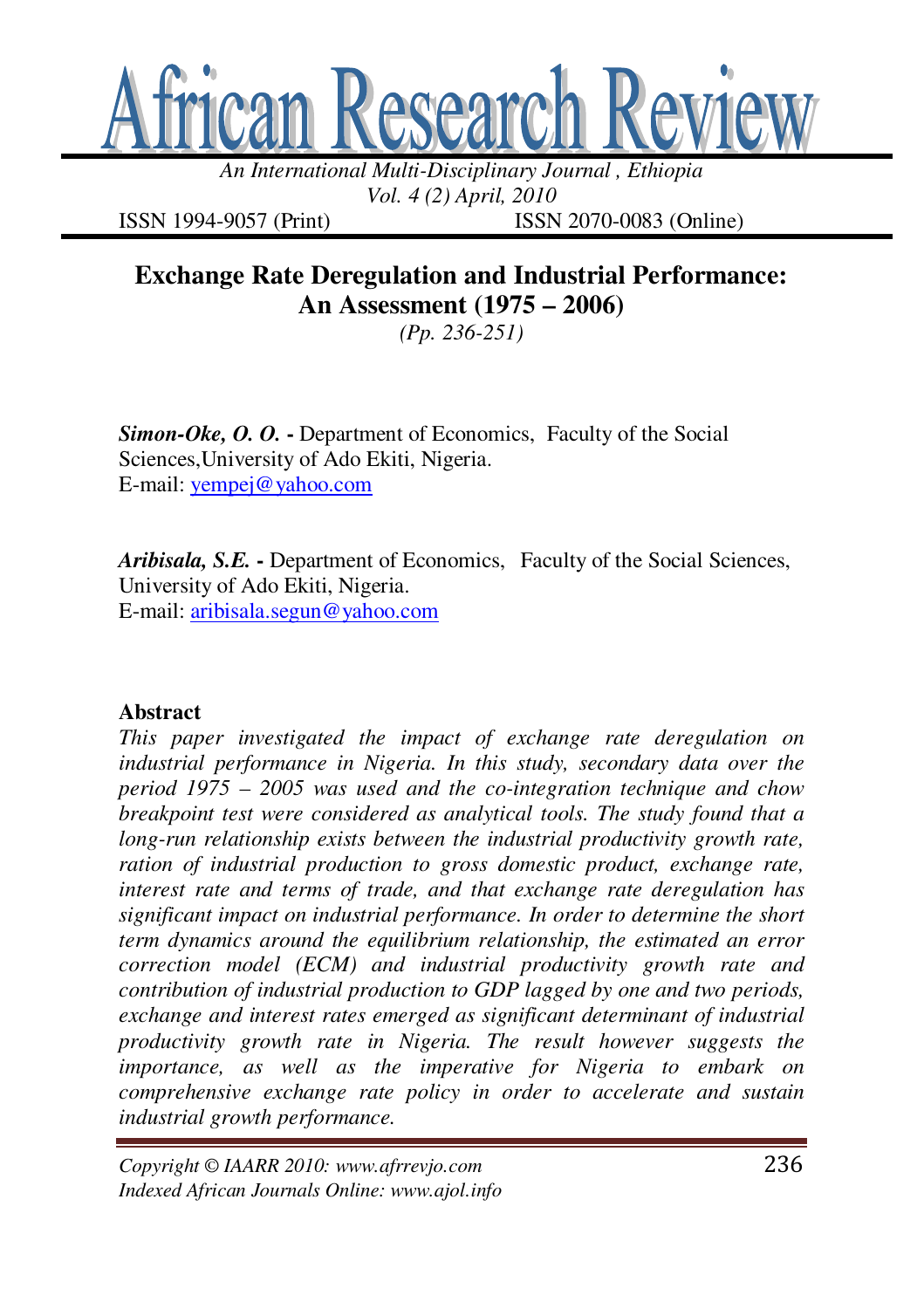# Exchange Rate Deregulation and Industrial Performance: An Assessment (1975 – 2006)

*(Pp. 236-251)*

***Simon-Oke, O. O.*** **-** Department of Economics, Faculty of the Social Sciences,University of Ado Ekiti, Nigeria.
E-mail: yempej@yahoo.com

***Aribisala, S.E.*** **-** Department of Economics, Faculty of the Social Sciences, University of Ado Ekiti, Nigeria.
E-mail: aribisala.segun@yahoo.com

## Abstract

*This paper investigated the impact of exchange rate deregulation on industrial performance in Nigeria. In this study, secondary data over the period 1975 – 2005 was used and the co-integration technique and chow breakpoint test were considered as analytical tools. The study found that a long-run relationship exists between the industrial productivity growth rate, ration of industrial production to gross domestic product, exchange rate, interest rate and terms of trade, and that exchange rate deregulation has significant impact on industrial performance. In order to determine the short term dynamics around the equilibrium relationship, the estimated an error correction model (ECM) and industrial productivity growth rate and contribution of industrial production to GDP lagged by one and two periods, exchange and interest rates emerged as significant determinant of industrial productivity growth rate in Nigeria. The result however suggests the importance, as well as the imperative for Nigeria to embark on comprehensive exchange rate policy in order to accelerate and sustain industrial growth performance.*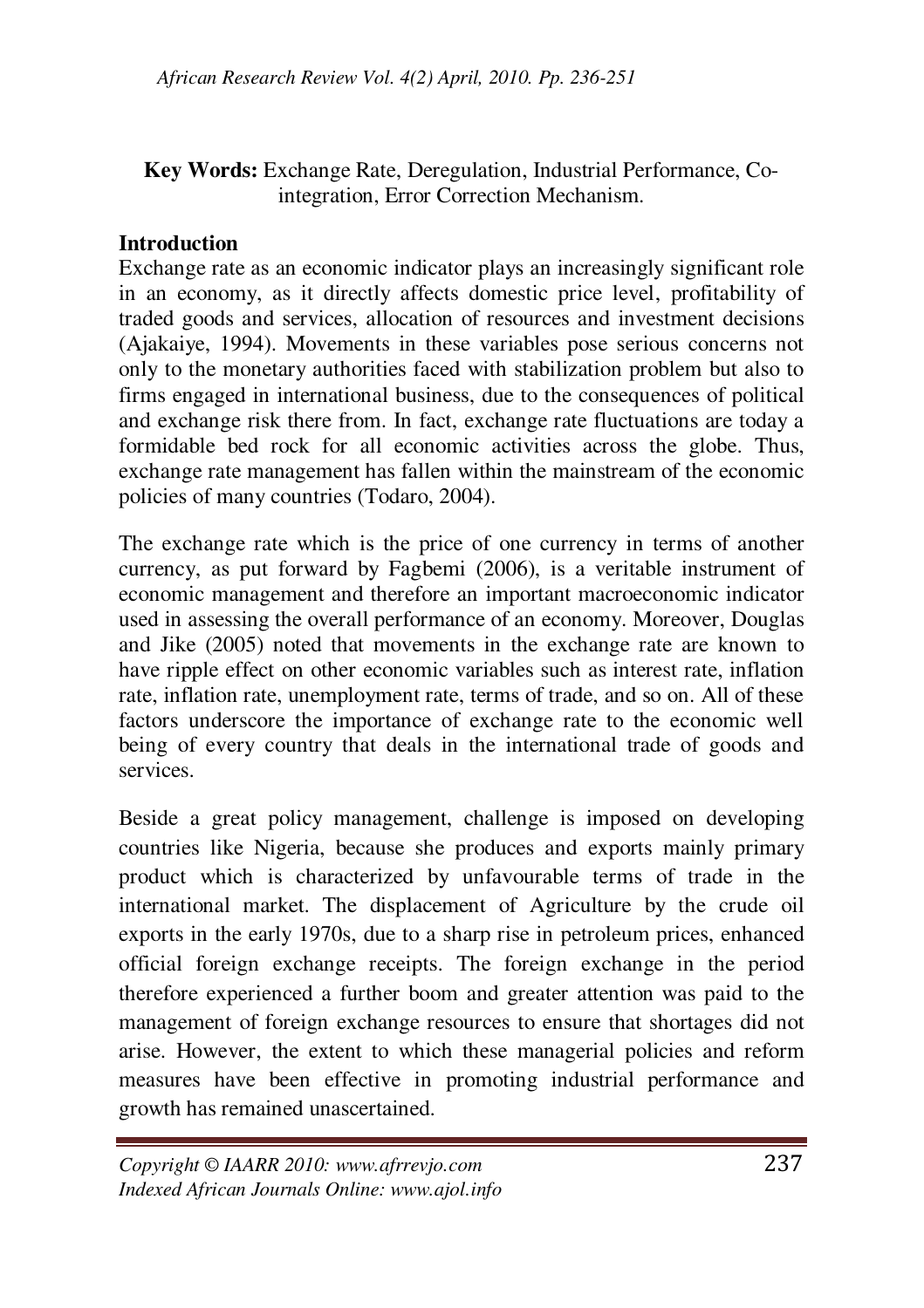**Key Words:** Exchange Rate, Deregulation, Industrial Performance, Co-integration, Error Correction Mechanism.

## Introduction

Exchange rate as an economic indicator plays an increasingly significant role in an economy, as it directly affects domestic price level, profitability of traded goods and services, allocation of resources and investment decisions (Ajakaiye, 1994). Movements in these variables pose serious concerns not only to the monetary authorities faced with stabilization problem but also to firms engaged in international business, due to the consequences of political and exchange risk there from. In fact, exchange rate fluctuations are today a formidable bed rock for all economic activities across the globe. Thus, exchange rate management has fallen within the mainstream of the economic policies of many countries (Todaro, 2004).

The exchange rate which is the price of one currency in terms of another currency, as put forward by Fagbemi (2006), is a veritable instrument of economic management and therefore an important macroeconomic indicator used in assessing the overall performance of an economy. Moreover, Douglas and Jike (2005) noted that movements in the exchange rate are known to have ripple effect on other economic variables such as interest rate, inflation rate, inflation rate, unemployment rate, terms of trade, and so on. All of these factors underscore the importance of exchange rate to the economic well being of every country that deals in the international trade of goods and services.

Beside a great policy management, challenge is imposed on developing countries like Nigeria, because she produces and exports mainly primary product which is characterized by unfavourable terms of trade in the international market. The displacement of Agriculture by the crude oil exports in the early 1970s, due to a sharp rise in petroleum prices, enhanced official foreign exchange receipts. The foreign exchange in the period therefore experienced a further boom and greater attention was paid to the management of foreign exchange resources to ensure that shortages did not arise. However, the extent to which these managerial policies and reform measures have been effective in promoting industrial performance and growth has remained unascertained.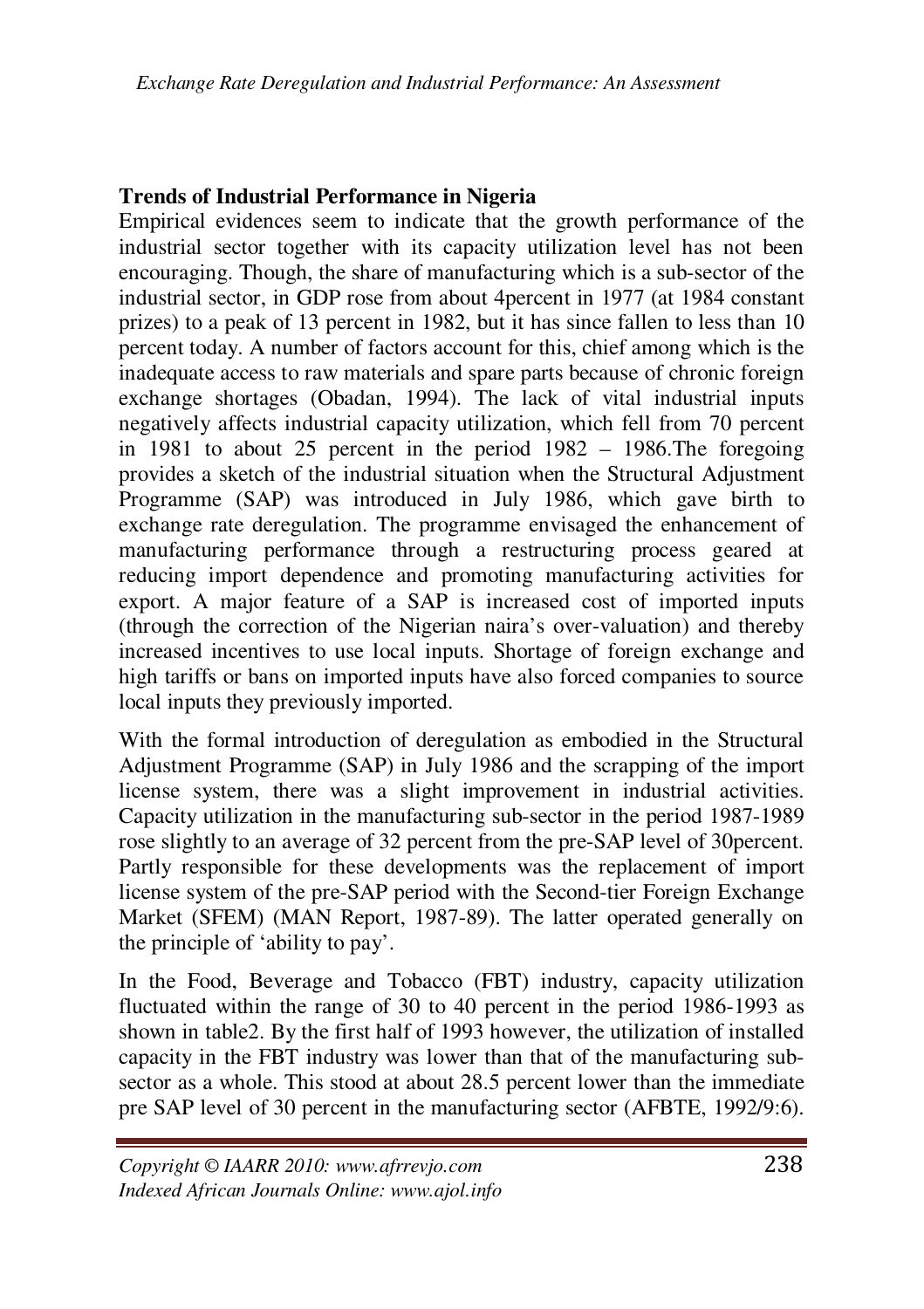**Trends of Industrial Performance in Nigeria**

Empirical evidences seem to indicate that the growth performance of the industrial sector together with its capacity utilization level has not been encouraging. Though, the share of manufacturing which is a sub-sector of the industrial sector, in GDP rose from about 4percent in 1977 (at 1984 constant prizes) to a peak of 13 percent in 1982, but it has since fallen to less than 10 percent today. A number of factors account for this, chief among which is the inadequate access to raw materials and spare parts because of chronic foreign exchange shortages (Obadan, 1994). The lack of vital industrial inputs negatively affects industrial capacity utilization, which fell from 70 percent in 1981 to about 25 percent in the period 1982 – 1986.The foregoing provides a sketch of the industrial situation when the Structural Adjustment Programme (SAP) was introduced in July 1986, which gave birth to exchange rate deregulation. The programme envisaged the enhancement of manufacturing performance through a restructuring process geared at reducing import dependence and promoting manufacturing activities for export. A major feature of a SAP is increased cost of imported inputs (through the correction of the Nigerian naira's over-valuation) and thereby increased incentives to use local inputs. Shortage of foreign exchange and high tariffs or bans on imported inputs have also forced companies to source local inputs they previously imported.

With the formal introduction of deregulation as embodied in the Structural Adjustment Programme (SAP) in July 1986 and the scrapping of the import license system, there was a slight improvement in industrial activities. Capacity utilization in the manufacturing sub-sector in the period 1987-1989 rose slightly to an average of 32 percent from the pre-SAP level of 30percent. Partly responsible for these developments was the replacement of import license system of the pre-SAP period with the Second-tier Foreign Exchange Market (SFEM) (MAN Report, 1987-89). The latter operated generally on the principle of 'ability to pay'.

In the Food, Beverage and Tobacco (FBT) industry, capacity utilization fluctuated within the range of 30 to 40 percent in the period 1986-1993 as shown in table2. By the first half of 1993 however, the utilization of installed capacity in the FBT industry was lower than that of the manufacturing sub-sector as a whole. This stood at about 28.5 percent lower than the immediate pre SAP level of 30 percent in the manufacturing sector (AFBTE, 1992/9:6).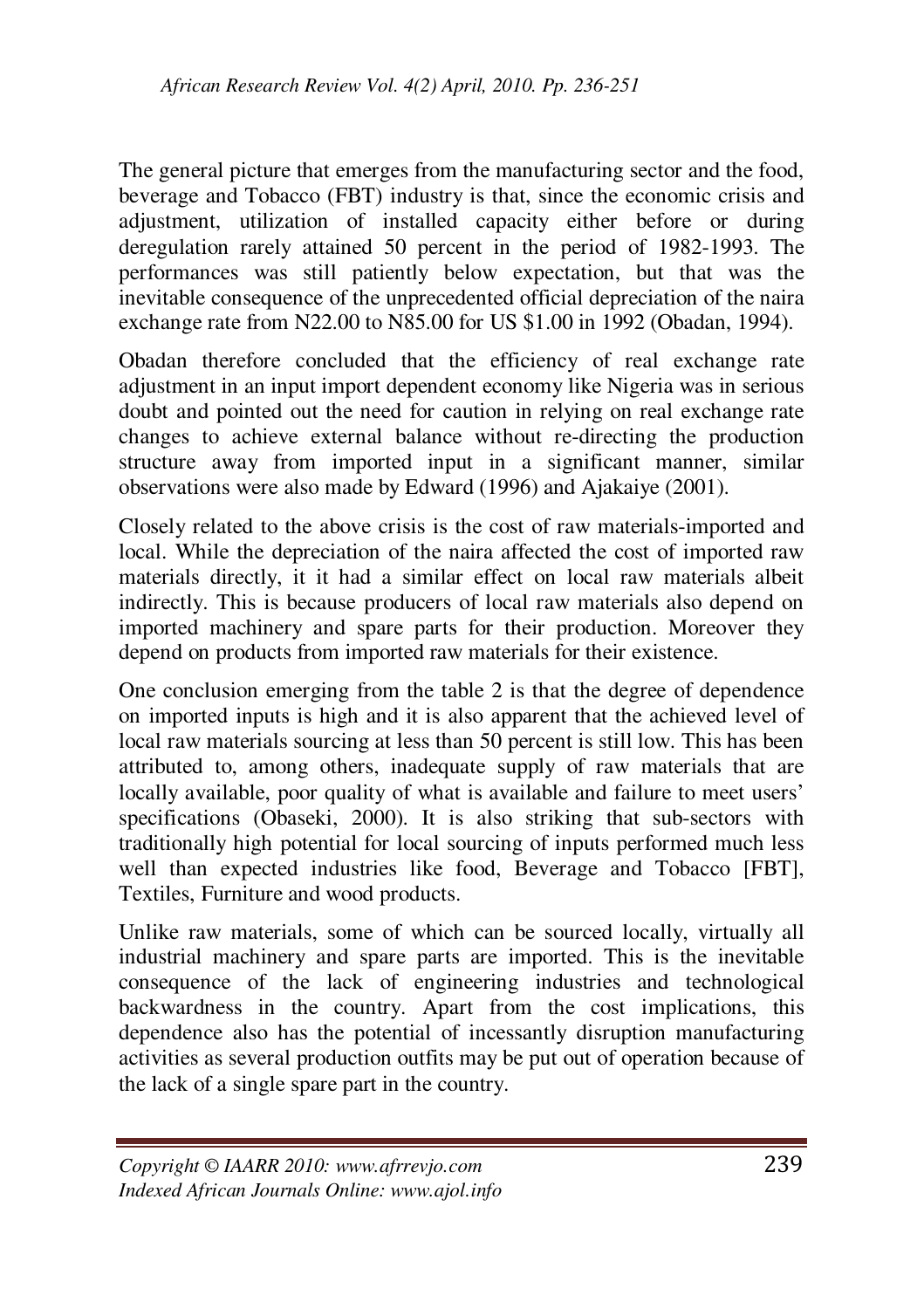The general picture that emerges from the manufacturing sector and the food, beverage and Tobacco (FBT) industry is that, since the economic crisis and adjustment, utilization of installed capacity either before or during deregulation rarely attained 50 percent in the period of 1982-1993. The performances was still patiently below expectation, but that was the inevitable consequence of the unprecedented official depreciation of the naira exchange rate from N22.00 to N85.00 for US $1.00 in 1992 (Obadan, 1994).

Obadan therefore concluded that the efficiency of real exchange rate adjustment in an input import dependent economy like Nigeria was in serious doubt and pointed out the need for caution in relying on real exchange rate changes to achieve external balance without re-directing the production structure away from imported input in a significant manner, similar observations were also made by Edward (1996) and Ajakaiye (2001).

Closely related to the above crisis is the cost of raw materials-imported and local. While the depreciation of the naira affected the cost of imported raw materials directly, it it had a similar effect on local raw materials albeit indirectly. This is because producers of local raw materials also depend on imported machinery and spare parts for their production. Moreover they depend on products from imported raw materials for their existence.

One conclusion emerging from the table 2 is that the degree of dependence on imported inputs is high and it is also apparent that the achieved level of local raw materials sourcing at less than 50 percent is still low. This has been attributed to, among others, inadequate supply of raw materials that are locally available, poor quality of what is available and failure to meet users' specifications (Obaseki, 2000). It is also striking that sub-sectors with traditionally high potential for local sourcing of inputs performed much less well than expected industries like food, Beverage and Tobacco [FBT], Textiles, Furniture and wood products.

Unlike raw materials, some of which can be sourced locally, virtually all industrial machinery and spare parts are imported. This is the inevitable consequence of the lack of engineering industries and technological backwardness in the country. Apart from the cost implications, this dependence also has the potential of incessantly disruption manufacturing activities as several production outfits may be put out of operation because of the lack of a single spare part in the country.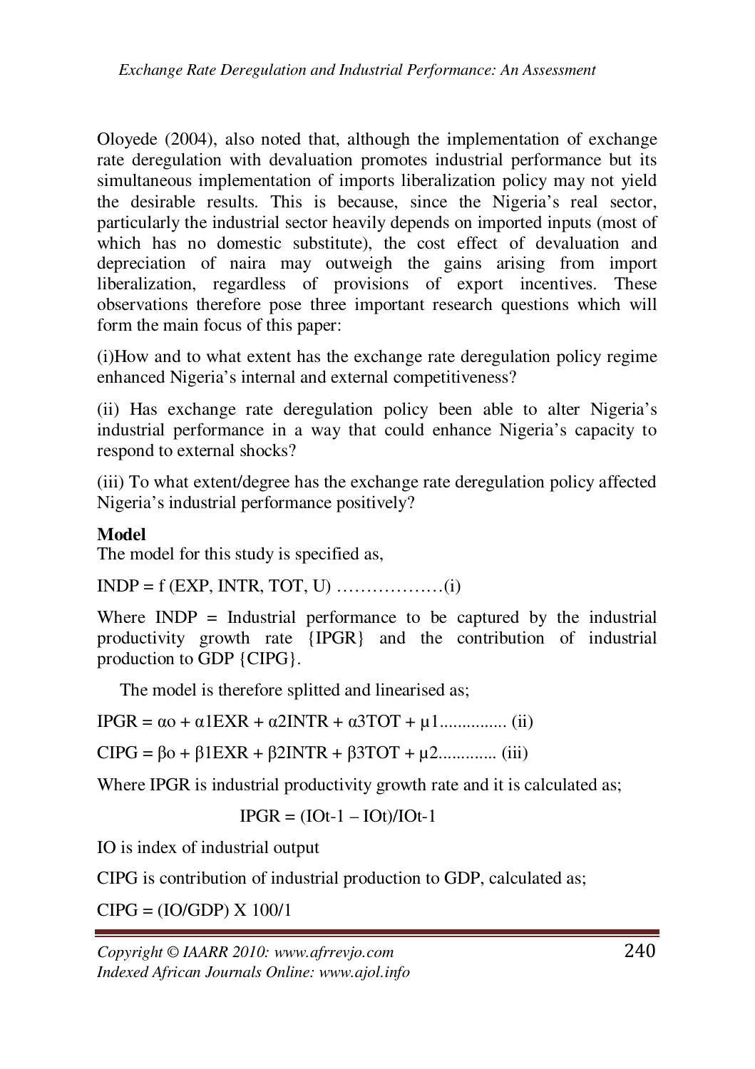Oloyede (2004), also noted that, although the implementation of exchange rate deregulation with devaluation promotes industrial performance but its simultaneous implementation of imports liberalization policy may not yield the desirable results. This is because, since the Nigeria's real sector, particularly the industrial sector heavily depends on imported inputs (most of which has no domestic substitute), the cost effect of devaluation and depreciation of naira may outweigh the gains arising from import liberalization, regardless of provisions of export incentives. These observations therefore pose three important research questions which will form the main focus of this paper:

(i)How and to what extent has the exchange rate deregulation policy regime enhanced Nigeria's internal and external competitiveness?

(ii) Has exchange rate deregulation policy been able to alter Nigeria's industrial performance in a way that could enhance Nigeria's capacity to respond to external shocks?

(iii) To what extent/degree has the exchange rate deregulation policy affected Nigeria's industrial performance positively?

**Model**

The model for this study is specified as,

INDP = f (EXP, INTR, TOT, U) ………………(i)

Where INDP = Industrial performance to be captured by the industrial productivity growth rate {IPGR} and the contribution of industrial production to GDP {CIPG}.

The model is therefore splitted and linearised as;

$$IPGR = \alpha_o + \alpha_1 EXR + \alpha_2 INTR + \alpha_3 TOT + \mu_1 \qquad \text{(ii)}$$

$$CIPG = \beta_o + \beta_1 EXR + \beta_2 INTR + \beta_3 TOT + \mu_2 \qquad \text{(iii)}$$

Where IPGR is industrial productivity growth rate and it is calculated as;

$$IPGR = (IO_{t-1} - IO_t)/IO_{t-1}$$

IO is index of industrial output

CIPG is contribution of industrial production to GDP, calculated as;

$$CIPG = (IO/GDP) \times 100/1$$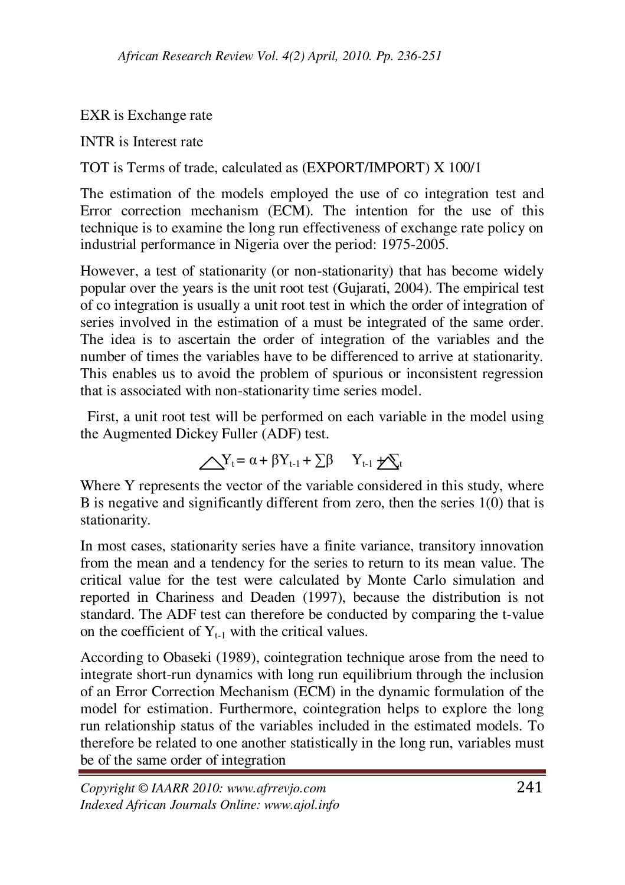EXR is Exchange rate

INTR is Interest rate

TOT is Terms of trade, calculated as (EXPORT/IMPORT) X 100/1

The estimation of the models employed the use of co integration test and Error correction mechanism (ECM). The intention for the use of this technique is to examine the long run effectiveness of exchange rate policy on industrial performance in Nigeria over the period: 1975-2005.

However, a test of stationarity (or non-stationarity) that has become widely popular over the years is the unit root test (Gujarati, 2004). The empirical test of co integration is usually a unit root test in which the order of integration of series involved in the estimation of a must be integrated of the same order. The idea is to ascertain the order of integration of the variables and the number of times the variables have to be differenced to arrive at stationarity. This enables us to avoid the problem of spurious or inconsistent regression that is associated with non-stationarity time series model.

First, a unit root test will be performed on each variable in the model using the Augmented Dickey Fuller (ADF) test.

$$\triangle Y_t = \alpha + \beta Y_{t-1} + \sum\beta \quad Y_{t-1} + \sum_t$$

Where Y represents the vector of the variable considered in this study, where B is negative and significantly different from zero, then the series 1(0) that is stationarity.

In most cases, stationarity series have a finite variance, transitory innovation from the mean and a tendency for the series to return to its mean value. The critical value for the test were calculated by Monte Carlo simulation and reported in Chariness and Deaden (1997), because the distribution is not standard. The ADF test can therefore be conducted by comparing the t-value on the coefficient of $Y_{t-1}$ with the critical values.

According to Obaseki (1989), cointegration technique arose from the need to integrate short-run dynamics with long run equilibrium through the inclusion of an Error Correction Mechanism (ECM) in the dynamic formulation of the model for estimation. Furthermore, cointegration helps to explore the long run relationship status of the variables included in the estimated models. To therefore be related to one another statistically in the long run, variables must be of the same order of integration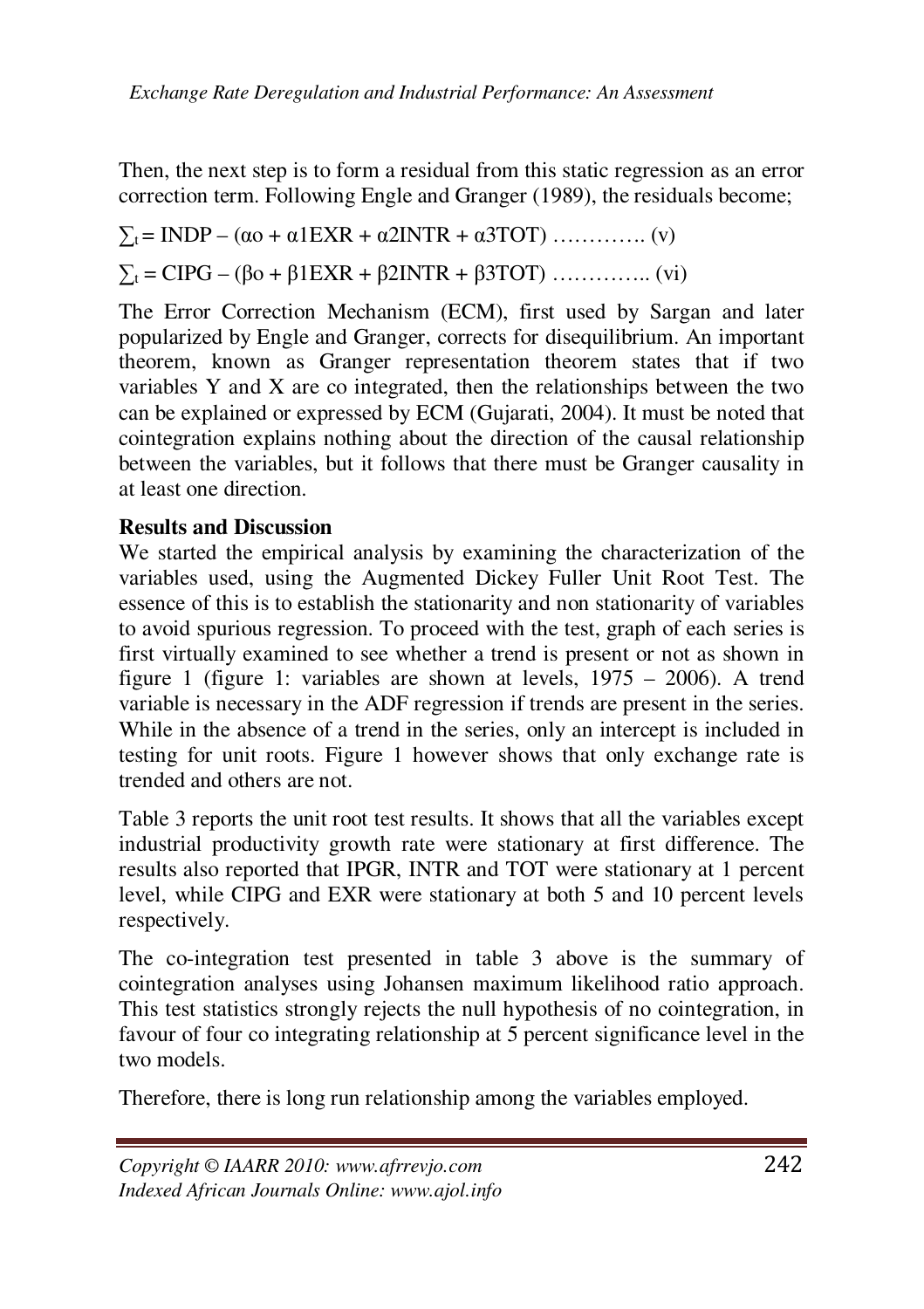Then, the next step is to form a residual from this static regression as an error correction term. Following Engle and Granger (1989), the residuals become;

$$\sum_t = INDP - (\alpha o + \alpha 1EXR + \alpha 2INTR + \alpha 3TOT) \ldots\ldots\ldots\ldots (v)$$

$$\sum_t = CIPG - (\beta o + \beta 1EXR + \beta 2INTR + \beta 3TOT) \ldots\ldots\ldots\ldots (vi)$$

The Error Correction Mechanism (ECM), first used by Sargan and later popularized by Engle and Granger, corrects for disequilibrium. An important theorem, known as Granger representation theorem states that if two variables Y and X are co integrated, then the relationships between the two can be explained or expressed by ECM (Gujarati, 2004). It must be noted that cointegration explains nothing about the direction of the causal relationship between the variables, but it follows that there must be Granger causality in at least one direction.

**Results and Discussion**

We started the empirical analysis by examining the characterization of the variables used, using the Augmented Dickey Fuller Unit Root Test. The essence of this is to establish the stationarity and non stationarity of variables to avoid spurious regression. To proceed with the test, graph of each series is first virtually examined to see whether a trend is present or not as shown in figure 1 (figure 1: variables are shown at levels, 1975 – 2006). A trend variable is necessary in the ADF regression if trends are present in the series. While in the absence of a trend in the series, only an intercept is included in testing for unit roots. Figure 1 however shows that only exchange rate is trended and others are not.

Table 3 reports the unit root test results. It shows that all the variables except industrial productivity growth rate were stationary at first difference. The results also reported that IPGR, INTR and TOT were stationary at 1 percent level, while CIPG and EXR were stationary at both 5 and 10 percent levels respectively.

The co-integration test presented in table 3 above is the summary of cointegration analyses using Johansen maximum likelihood ratio approach. This test statistics strongly rejects the null hypothesis of no cointegration, in favour of four co integrating relationship at 5 percent significance level in the two models.

Therefore, there is long run relationship among the variables employed.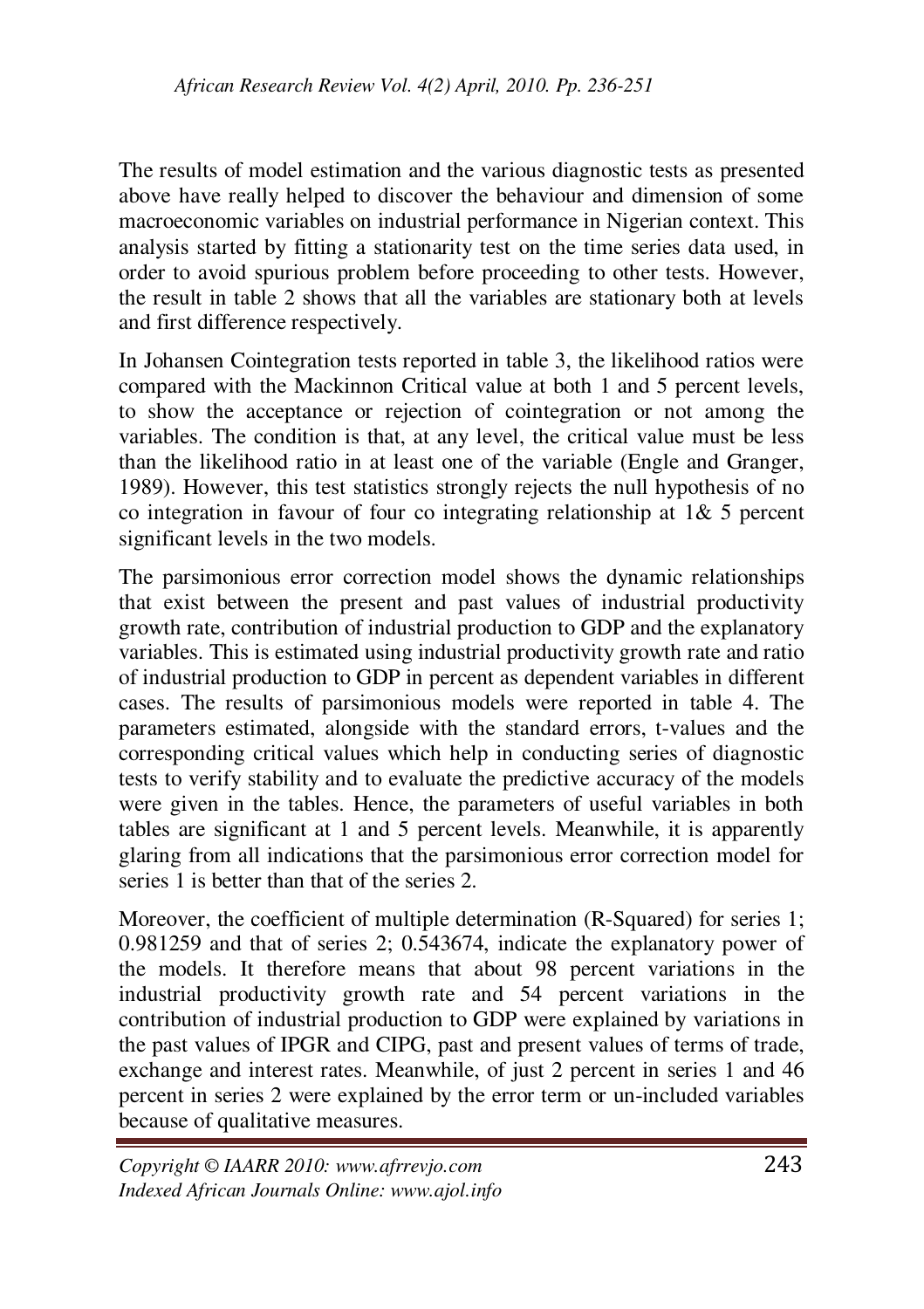The results of model estimation and the various diagnostic tests as presented above have really helped to discover the behaviour and dimension of some macroeconomic variables on industrial performance in Nigerian context. This analysis started by fitting a stationarity test on the time series data used, in order to avoid spurious problem before proceeding to other tests. However, the result in table 2 shows that all the variables are stationary both at levels and first difference respectively.

In Johansen Cointegration tests reported in table 3, the likelihood ratios were compared with the Mackinnon Critical value at both 1 and 5 percent levels, to show the acceptance or rejection of cointegration or not among the variables. The condition is that, at any level, the critical value must be less than the likelihood ratio in at least one of the variable (Engle and Granger, 1989). However, this test statistics strongly rejects the null hypothesis of no co integration in favour of four co integrating relationship at 1& 5 percent significant levels in the two models.

The parsimonious error correction model shows the dynamic relationships that exist between the present and past values of industrial productivity growth rate, contribution of industrial production to GDP and the explanatory variables. This is estimated using industrial productivity growth rate and ratio of industrial production to GDP in percent as dependent variables in different cases. The results of parsimonious models were reported in table 4. The parameters estimated, alongside with the standard errors, t-values and the corresponding critical values which help in conducting series of diagnostic tests to verify stability and to evaluate the predictive accuracy of the models were given in the tables. Hence, the parameters of useful variables in both tables are significant at 1 and 5 percent levels. Meanwhile, it is apparently glaring from all indications that the parsimonious error correction model for series 1 is better than that of the series 2.

Moreover, the coefficient of multiple determination (R-Squared) for series 1; 0.981259 and that of series 2; 0.543674, indicate the explanatory power of the models. It therefore means that about 98 percent variations in the industrial productivity growth rate and 54 percent variations in the contribution of industrial production to GDP were explained by variations in the past values of IPGR and CIPG, past and present values of terms of trade, exchange and interest rates. Meanwhile, of just 2 percent in series 1 and 46 percent in series 2 were explained by the error term or un-included variables because of qualitative measures.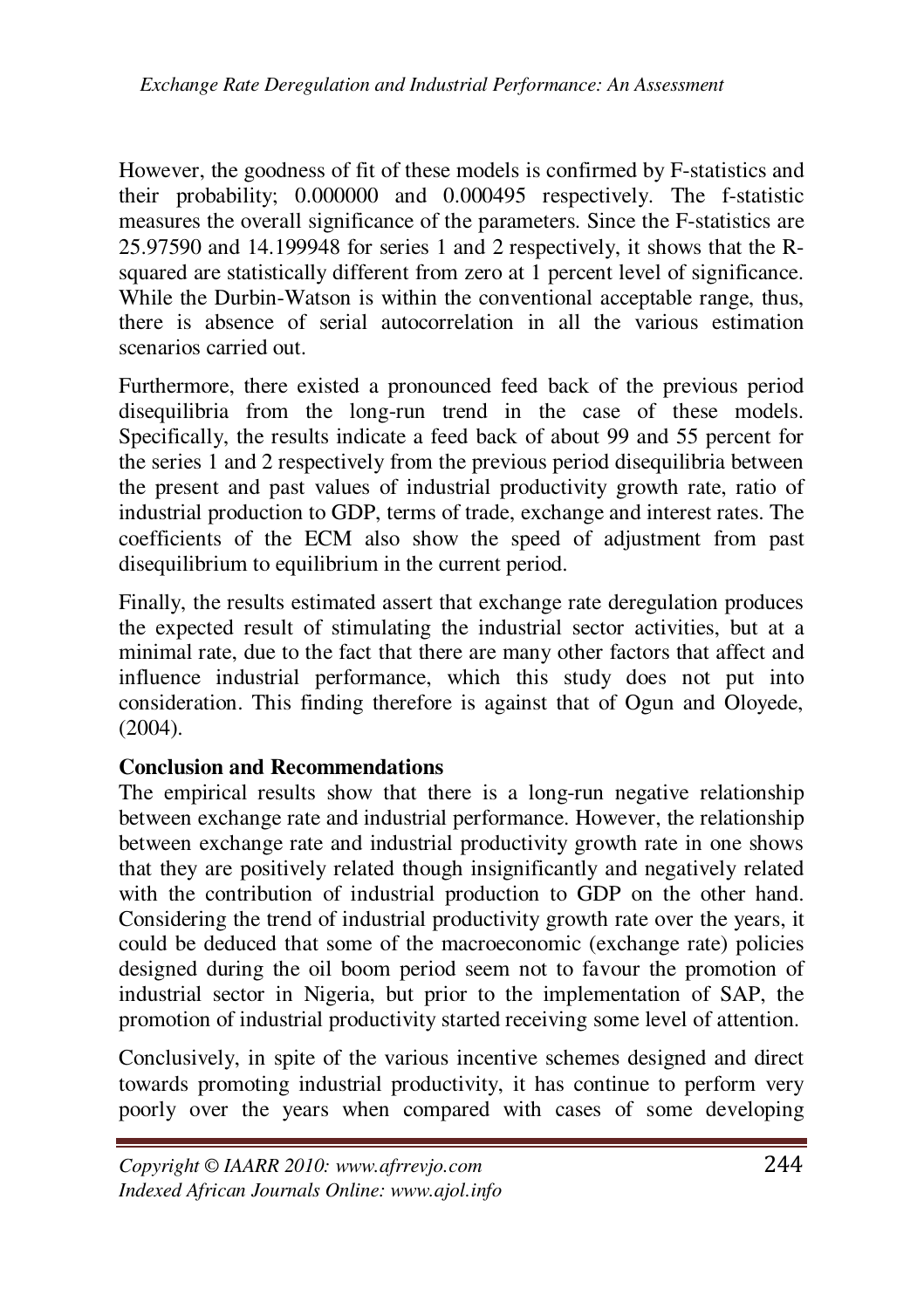However, the goodness of fit of these models is confirmed by F-statistics and their probability; 0.000000 and 0.000495 respectively. The f-statistic measures the overall significance of the parameters. Since the F-statistics are 25.97590 and 14.199948 for series 1 and 2 respectively, it shows that the R-squared are statistically different from zero at 1 percent level of significance. While the Durbin-Watson is within the conventional acceptable range, thus, there is absence of serial autocorrelation in all the various estimation scenarios carried out.

Furthermore, there existed a pronounced feed back of the previous period disequilibria from the long-run trend in the case of these models. Specifically, the results indicate a feed back of about 99 and 55 percent for the series 1 and 2 respectively from the previous period disequilibria between the present and past values of industrial productivity growth rate, ratio of industrial production to GDP, terms of trade, exchange and interest rates. The coefficients of the ECM also show the speed of adjustment from past disequilibrium to equilibrium in the current period.

Finally, the results estimated assert that exchange rate deregulation produces the expected result of stimulating the industrial sector activities, but at a minimal rate, due to the fact that there are many other factors that affect and influence industrial performance, which this study does not put into consideration. This finding therefore is against that of Ogun and Oloyede, (2004).

**Conclusion and Recommendations**

The empirical results show that there is a long-run negative relationship between exchange rate and industrial performance. However, the relationship between exchange rate and industrial productivity growth rate in one shows that they are positively related though insignificantly and negatively related with the contribution of industrial production to GDP on the other hand. Considering the trend of industrial productivity growth rate over the years, it could be deduced that some of the macroeconomic (exchange rate) policies designed during the oil boom period seem not to favour the promotion of industrial sector in Nigeria, but prior to the implementation of SAP, the promotion of industrial productivity started receiving some level of attention.

Conclusively, in spite of the various incentive schemes designed and direct towards promoting industrial productivity, it has continue to perform very poorly over the years when compared with cases of some developing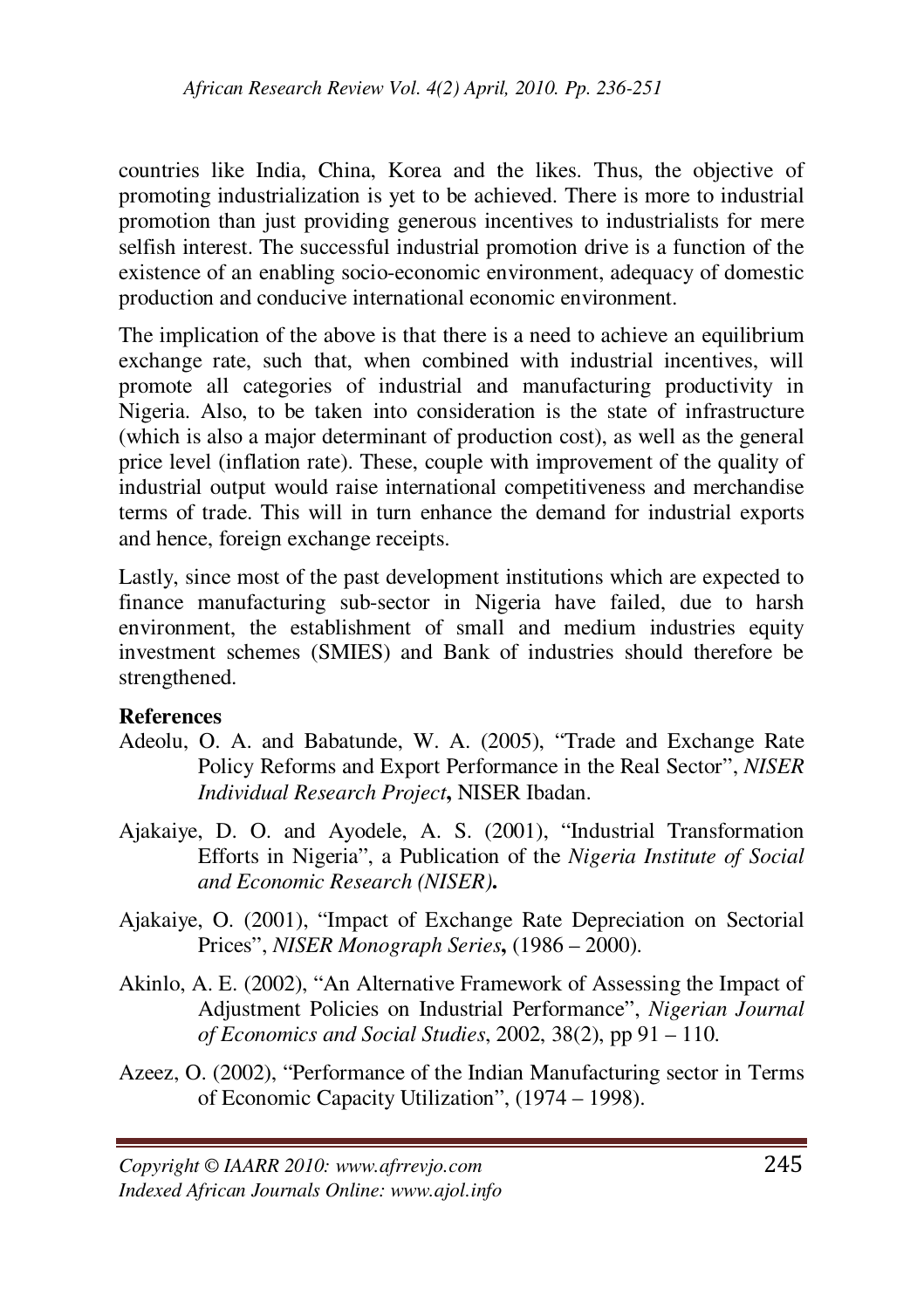countries like India, China, Korea and the likes. Thus, the objective of promoting industrialization is yet to be achieved. There is more to industrial promotion than just providing generous incentives to industrialists for mere selfish interest. The successful industrial promotion drive is a function of the existence of an enabling socio-economic environment, adequacy of domestic production and conducive international economic environment.

The implication of the above is that there is a need to achieve an equilibrium exchange rate, such that, when combined with industrial incentives, will promote all categories of industrial and manufacturing productivity in Nigeria. Also, to be taken into consideration is the state of infrastructure (which is also a major determinant of production cost), as well as the general price level (inflation rate). These, couple with improvement of the quality of industrial output would raise international competitiveness and merchandise terms of trade. This will in turn enhance the demand for industrial exports and hence, foreign exchange receipts.

Lastly, since most of the past development institutions which are expected to finance manufacturing sub-sector in Nigeria have failed, due to harsh environment, the establishment of small and medium industries equity investment schemes (SMIES) and Bank of industries should therefore be strengthened.

**References**

Adeolu, O. A. and Babatunde, W. A. (2005), "Trade and Exchange Rate Policy Reforms and Export Performance in the Real Sector", *NISER Individual Research Project*, NISER Ibadan.

Ajakaiye, D. O. and Ayodele, A. S. (2001), "Industrial Transformation Efforts in Nigeria", a Publication of the *Nigeria Institute of Social and Economic Research (NISER)*.

Ajakaiye, O. (2001), "Impact of Exchange Rate Depreciation on Sectorial Prices", *NISER Monograph Series*, (1986 – 2000).

Akinlo, A. E. (2002), "An Alternative Framework of Assessing the Impact of Adjustment Policies on Industrial Performance", *Nigerian Journal of Economics and Social Studies*, 2002, 38(2), pp 91 – 110.

Azeez, O. (2002), "Performance of the Indian Manufacturing sector in Terms of Economic Capacity Utilization", (1974 – 1998).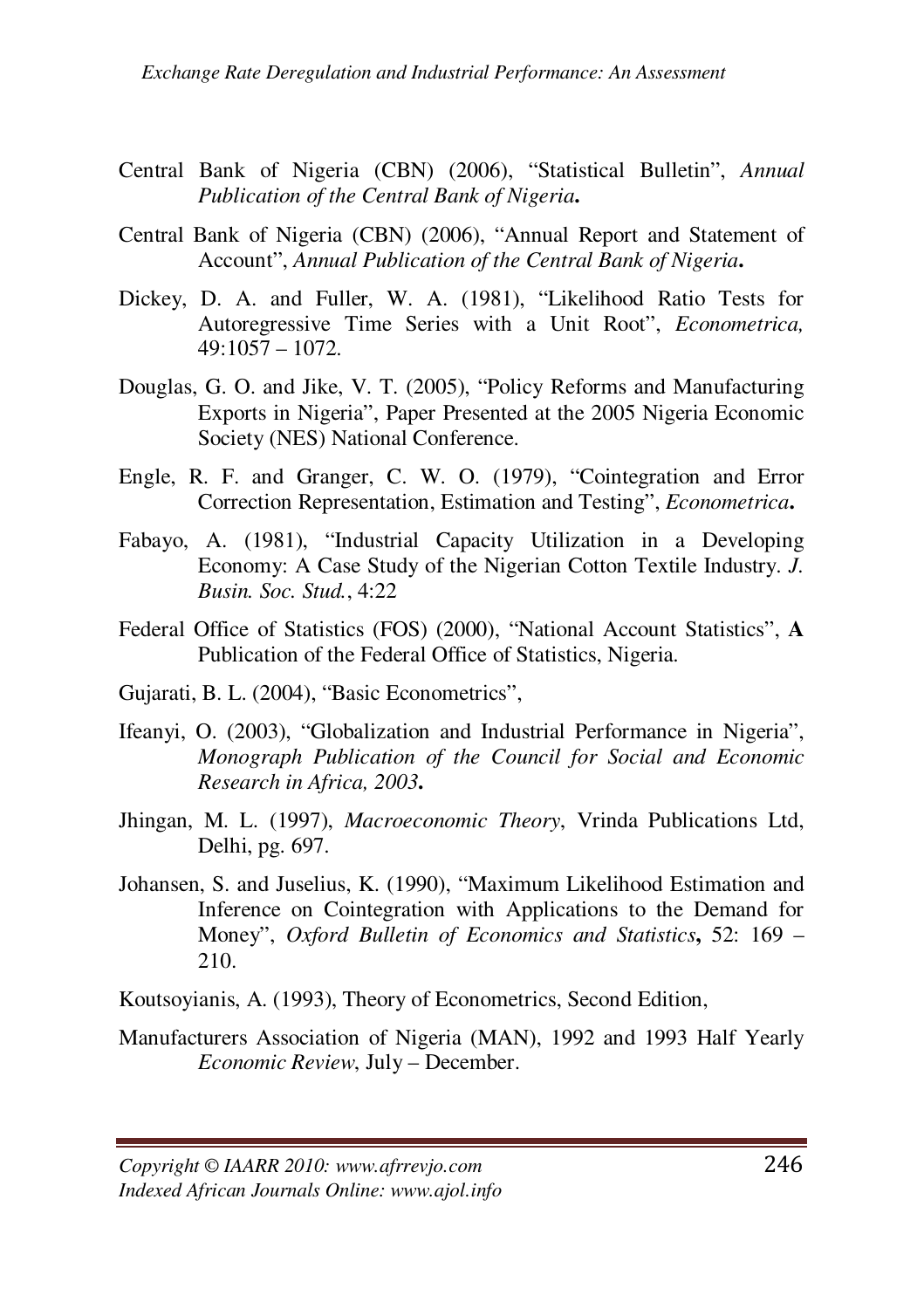Central Bank of Nigeria (CBN) (2006), "Statistical Bulletin", *Annual Publication of the Central Bank of Nigeria***.**

Central Bank of Nigeria (CBN) (2006), "Annual Report and Statement of Account", *Annual Publication of the Central Bank of Nigeria***.**

Dickey, D. A. and Fuller, W. A. (1981), "Likelihood Ratio Tests for Autoregressive Time Series with a Unit Root", *Econometrica,* 49:1057 – 1072.

Douglas, G. O. and Jike, V. T. (2005), "Policy Reforms and Manufacturing Exports in Nigeria", Paper Presented at the 2005 Nigeria Economic Society (NES) National Conference.

Engle, R. F. and Granger, C. W. O. (1979), "Cointegration and Error Correction Representation, Estimation and Testing", *Econometrica***.**

Fabayo, A. (1981), "Industrial Capacity Utilization in a Developing Economy: A Case Study of the Nigerian Cotton Textile Industry. *J. Busin. Soc. Stud.*, 4:22

Federal Office of Statistics (FOS) (2000), "National Account Statistics", **A** Publication of the Federal Office of Statistics, Nigeria.

Gujarati, B. L. (2004), "Basic Econometrics",

Ifeanyi, O. (2003), "Globalization and Industrial Performance in Nigeria", *Monograph Publication of the Council for Social and Economic Research in Africa, 2003***.**

Jhingan, M. L. (1997), *Macroeconomic Theory*, Vrinda Publications Ltd, Delhi, pg. 697.

Johansen, S. and Juselius, K. (1990), "Maximum Likelihood Estimation and Inference on Cointegration with Applications to the Demand for Money", *Oxford Bulletin of Economics and Statistics***,** 52: 169 – 210.

Koutsoyianis, A. (1993), Theory of Econometrics, Second Edition,

Manufacturers Association of Nigeria (MAN), 1992 and 1993 Half Yearly *Economic Review*, July – December.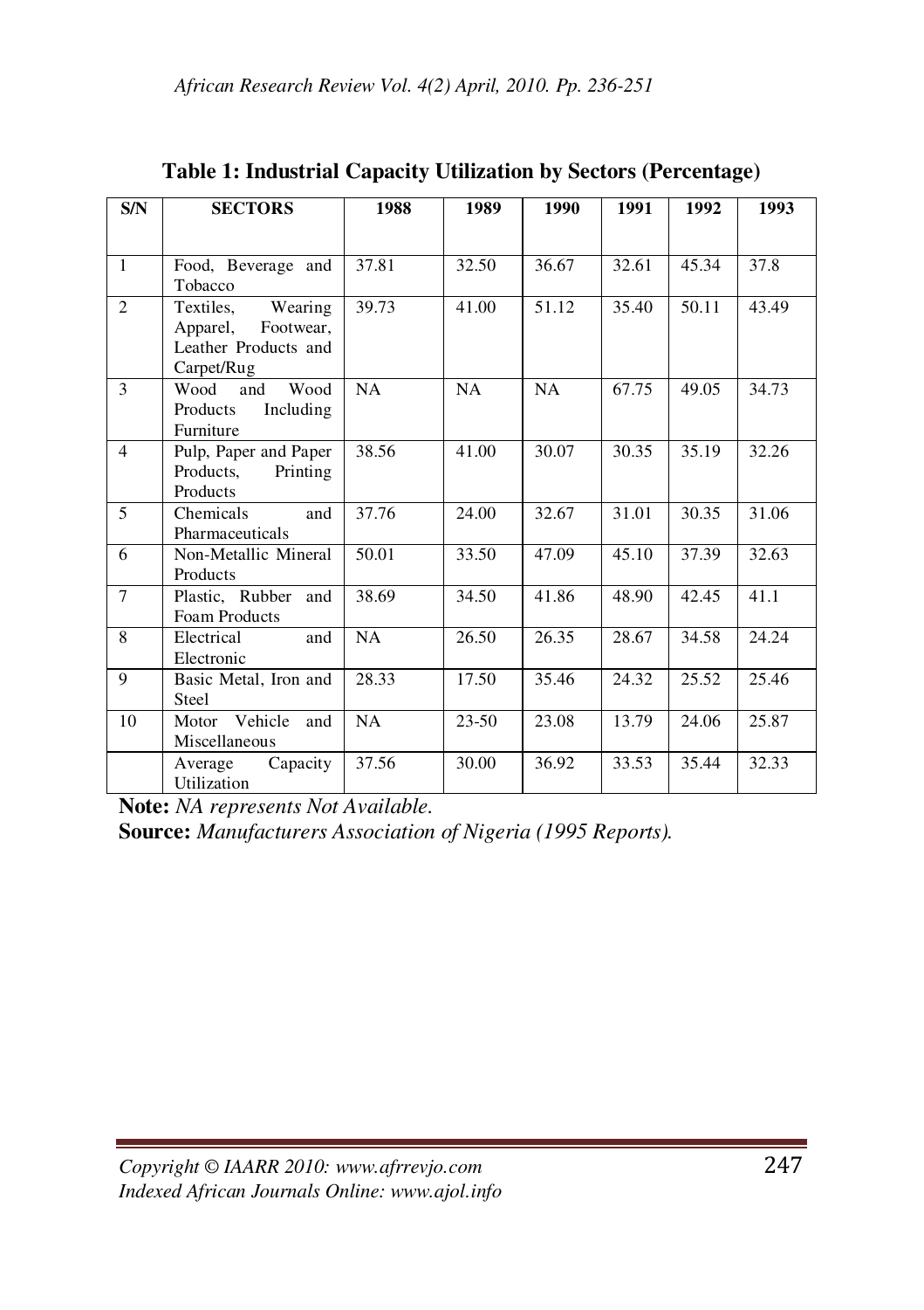**Table 1: Industrial Capacity Utilization by Sectors (Percentage)**

| S/N | SECTORS | 1988 | 1989 | 1990 | 1991 | 1992 | 1993 |
|---|---|---|---|---|---|---|---|
| 1 | Food, Beverage and Tobacco | 37.81 | 32.50 | 36.67 | 32.61 | 45.34 | 37.8 |
| 2 | Textiles, Wearing Apparel, Footwear, Leather Products and Carpet/Rug | 39.73 | 41.00 | 51.12 | 35.40 | 50.11 | 43.49 |
| 3 | Wood and Wood Products Including Furniture | NA | NA | NA | 67.75 | 49.05 | 34.73 |
| 4 | Pulp, Paper and Paper Products, Printing Products | 38.56 | 41.00 | 30.07 | 30.35 | 35.19 | 32.26 |
| 5 | Chemicals and Pharmaceuticals | 37.76 | 24.00 | 32.67 | 31.01 | 30.35 | 31.06 |
| 6 | Non-Metallic Mineral Products | 50.01 | 33.50 | 47.09 | 45.10 | 37.39 | 32.63 |
| 7 | Plastic, Rubber and Foam Products | 38.69 | 34.50 | 41.86 | 48.90 | 42.45 | 41.1 |
| 8 | Electrical and Electronic | NA | 26.50 | 26.35 | 28.67 | 34.58 | 24.24 |
| 9 | Basic Metal, Iron and Steel | 28.33 | 17.50 | 35.46 | 24.32 | 25.52 | 25.46 |
| 10 | Motor Vehicle and Miscellaneous | NA | 23-50 | 23.08 | 13.79 | 24.06 | 25.87 |
| | Average Capacity Utilization | 37.56 | 30.00 | 36.92 | 33.53 | 35.44 | 32.33 |

**Note:** *NA represents Not Available.*

**Source:** *Manufacturers Association of Nigeria (1995 Reports).*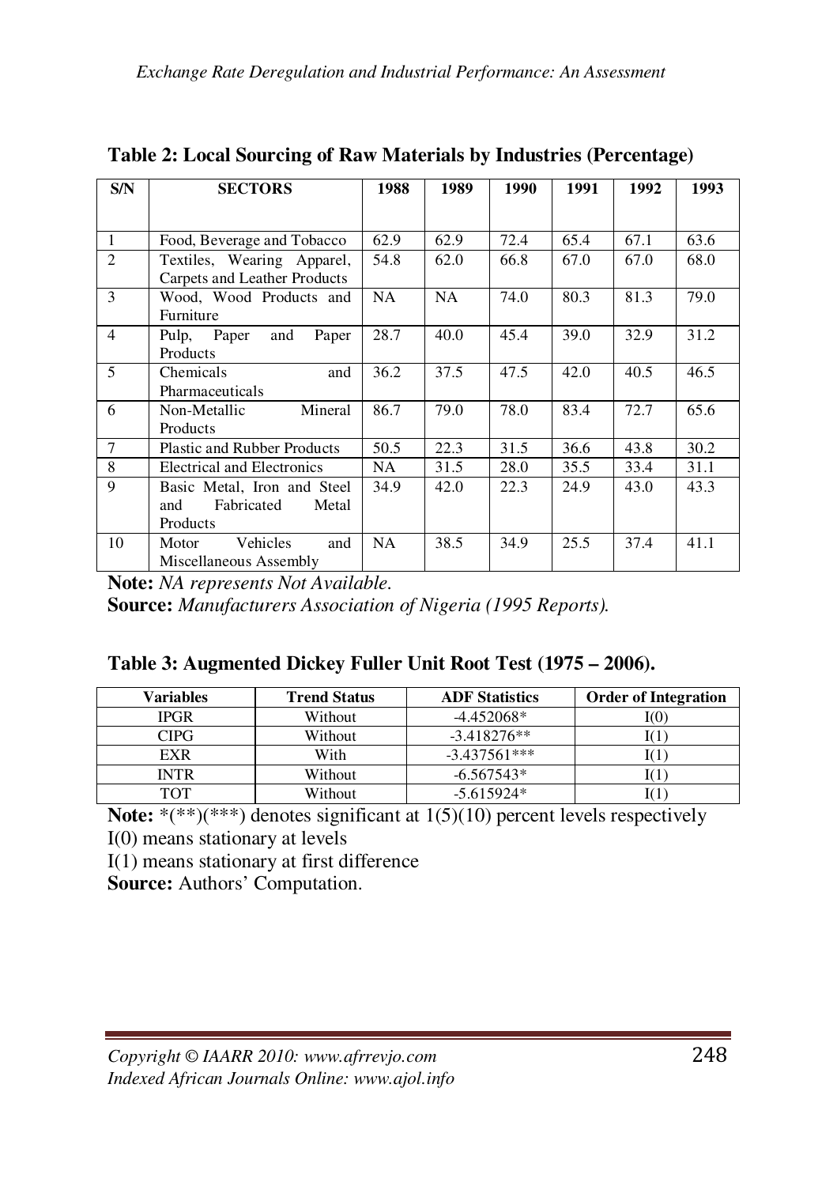**Table 2: Local Sourcing of Raw Materials by Industries (Percentage)**

| S/N | SECTORS | 1988 | 1989 | 1990 | 1991 | 1992 | 1993 |
|---|---|---|---|---|---|---|---|
| 1 | Food, Beverage and Tobacco | 62.9 | 62.9 | 72.4 | 65.4 | 67.1 | 63.6 |
| 2 | Textiles, Wearing Apparel, Carpets and Leather Products | 54.8 | 62.0 | 66.8 | 67.0 | 67.0 | 68.0 |
| 3 | Wood, Wood Products and Furniture | NA | NA | 74.0 | 80.3 | 81.3 | 79.0 |
| 4 | Pulp, Paper and Paper Products | 28.7 | 40.0 | 45.4 | 39.0 | 32.9 | 31.2 |
| 5 | Chemicals and Pharmaceuticals | 36.2 | 37.5 | 47.5 | 42.0 | 40.5 | 46.5 |
| 6 | Non-Metallic Mineral Products | 86.7 | 79.0 | 78.0 | 83.4 | 72.7 | 65.6 |
| 7 | Plastic and Rubber Products | 50.5 | 22.3 | 31.5 | 36.6 | 43.8 | 30.2 |
| 8 | Electrical and Electronics | NA | 31.5 | 28.0 | 35.5 | 33.4 | 31.1 |
| 9 | Basic Metal, Iron and Steel and Fabricated Metal Products | 34.9 | 42.0 | 22.3 | 24.9 | 43.0 | 43.3 |
| 10 | Motor Vehicles and Miscellaneous Assembly | NA | 38.5 | 34.9 | 25.5 | 37.4 | 41.1 |

**Note:** *NA represents Not Available.*
**Source:** *Manufacturers Association of Nigeria (1995 Reports).*

**Table 3: Augmented Dickey Fuller Unit Root Test (1975 – 2006).**

| Variables | Trend Status | ADF Statistics | Order of Integration |
|---|---|---|---|
| IPGR | Without | -4.452068* | I(0) |
| CIPG | Without | -3.418276** | I(1) |
| EXR | With | -3.437561*** | I(1) |
| INTR | Without | -6.567543* | I(1) |
| TOT | Without | -5.615924* | I(1) |

**Note:** *(**)(***) denotes significant at 1(5)(10) percent levels respectively
I(0) means stationary at levels
I(1) means stationary at first difference
**Source:** Authors' Computation.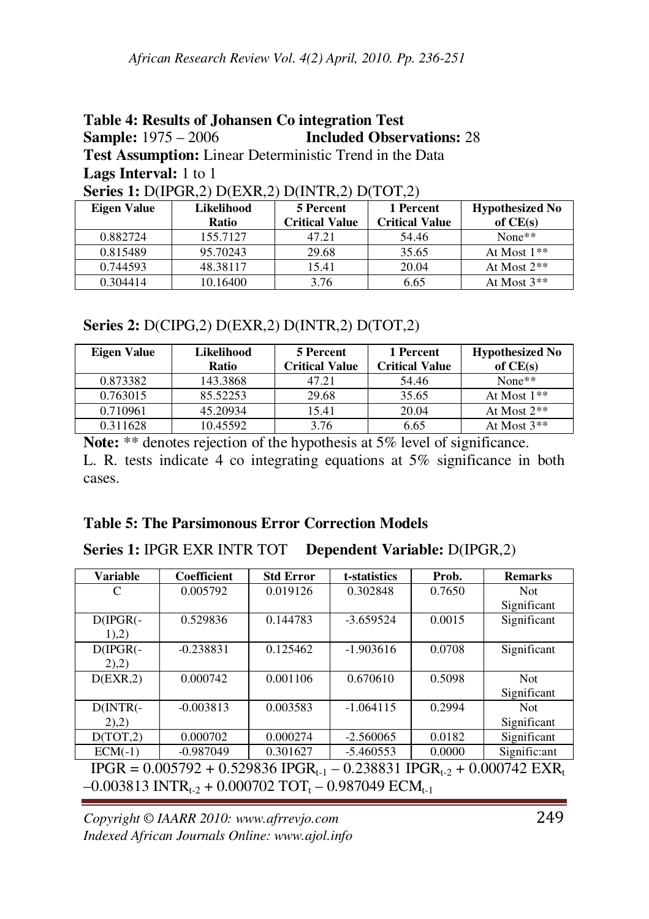**Table 4: Results of Johansen Co integration Test**

**Sample:** 1975 – 2006 **Included Observations:** 28

**Test Assumption:** Linear Deterministic Trend in the Data

**Lags Interval:** 1 to 1

**Series 1:** D(IPGR,2) D(EXR,2) D(INTR,2) D(TOT,2)

| Eigen Value | Likelihood Ratio | 5 Percent Critical Value | 1 Percent Critical Value | Hypothesized No of CE(s) |
|---|---|---|---|---|
| 0.882724 | 155.7127 | 47.21 | 54.46 | None** |
| 0.815489 | 95.70243 | 29.68 | 35.65 | At Most 1** |
| 0.744593 | 48.38117 | 15.41 | 20.04 | At Most 2** |
| 0.304414 | 10.16400 | 3.76 | 6.65 | At Most 3** |

**Series 2:** D(CIPG,2) D(EXR,2) D(INTR,2) D(TOT,2)

| Eigen Value | Likelihood Ratio | 5 Percent Critical Value | 1 Percent Critical Value | Hypothesized No of CE(s) |
|---|---|---|---|---|
| 0.873382 | 143.3868 | 47.21 | 54.46 | None** |
| 0.763015 | 85.52253 | 29.68 | 35.65 | At Most 1** |
| 0.710961 | 45.20934 | 15.41 | 20.04 | At Most 2** |
| 0.311628 | 10.45592 | 3.76 | 6.65 | At Most 3** |

**Note:** ** denotes rejection of the hypothesis at 5% level of significance.
L. R. tests indicate 4 co integrating equations at 5% significance in both cases.

**Table 5: The Parsimonous Error Correction Models**

**Series 1:** IPGR EXR INTR TOT **Dependent Variable:** D(IPGR,2)

| Variable | Coefficient | Std Error | t-statistics | Prob. | Remarks |
|---|---|---|---|---|---|
| C | 0.005792 | 0.019126 | 0.302848 | 0.7650 | Not Significant |
| D(IPGR(-1),2) | 0.529836 | 0.144783 | -3.659524 | 0.0015 | Significant |
| D(IPGR(-2),2) | -0.238831 | 0.125462 | -1.903616 | 0.0708 | Significant |
| D(EXR,2) | 0.000742 | 0.001106 | 0.670610 | 0.5098 | Not Significant |
| D(INTR(-2),2) | -0.003813 | 0.003583 | -1.064115 | 0.2994 | Not Significant |
| D(TOT,2) | 0.000702 | 0.000274 | -2.560065 | 0.0182 | Significant |
| ECM(-1) | -0.987049 | 0.301627 | -5.460553 | 0.0000 | Signific:ant |

$$IPGR = 0.005792 + 0.529836\ IPGR_{t-1} - 0.238831\ IPGR_{t-2} + 0.000742\ EXR_t - 0.003813\ INTR_{t-2} + 0.000702\ TOT_t - 0.987049\ ECM_{t-1}$$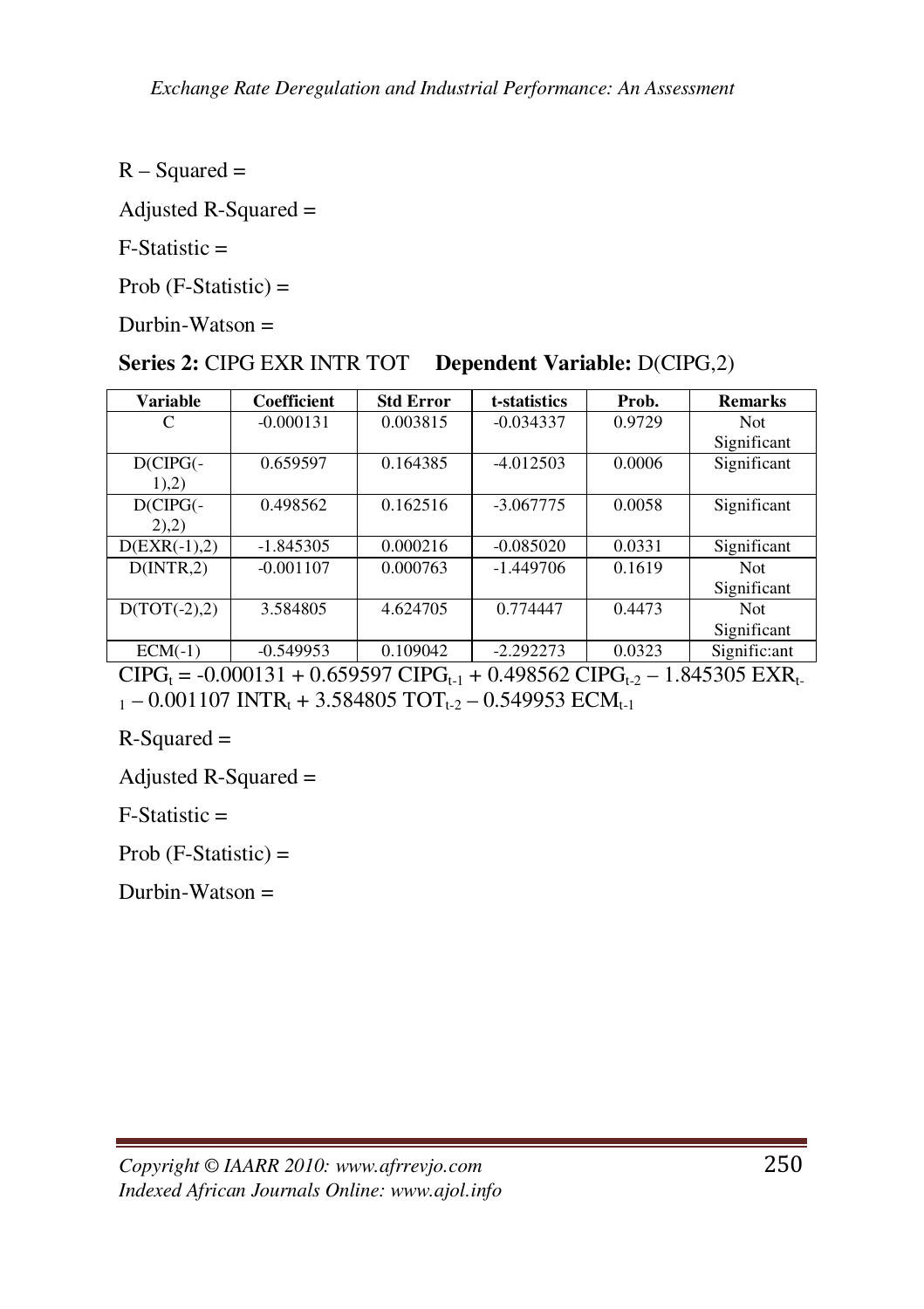R – Squared =

Adjusted R-Squared =

F-Statistic =

Prob (F-Statistic) =

Durbin-Watson =

**Series 2:** CIPG EXR INTR TOT **Dependent Variable:** D(CIPG,2)

| Variable | Coefficient | Std Error | t-statistics | Prob. | Remarks |
|---|---|---|---|---|---|
| C | -0.000131 | 0.003815 | -0.034337 | 0.9729 | Not Significant |
| D(CIPG(-1),2) | 0.659597 | 0.164385 | -4.012503 | 0.0006 | Significant |
| D(CIPG(-2),2) | 0.498562 | 0.162516 | -3.067775 | 0.0058 | Significant |
| D(EXR(-1),2) | -1.845305 | 0.000216 | -0.085020 | 0.0331 | Significant |
| D(INTR,2) | -0.001107 | 0.000763 | -1.449706 | 0.1619 | Not Significant |
| D(TOT(-2),2) | 3.584805 | 4.624705 | 0.774447 | 0.4473 | Not Significant |
| ECM(-1) | -0.549953 | 0.109042 | -2.292273 | 0.0323 | Signific:ant |

$CIPG_t = -0.000131 + 0.659597\ CIPG_{t-1} + 0.498562\ CIPG_{t-2} - 1.845305\ EXR_{t-1} - 0.001107\ INTR_t + 3.584805\ TOT_{t-2} - 0.549953\ ECM_{t-1}$

R-Squared =

Adjusted R-Squared =

F-Statistic =

Prob (F-Statistic) =

Durbin-Watson =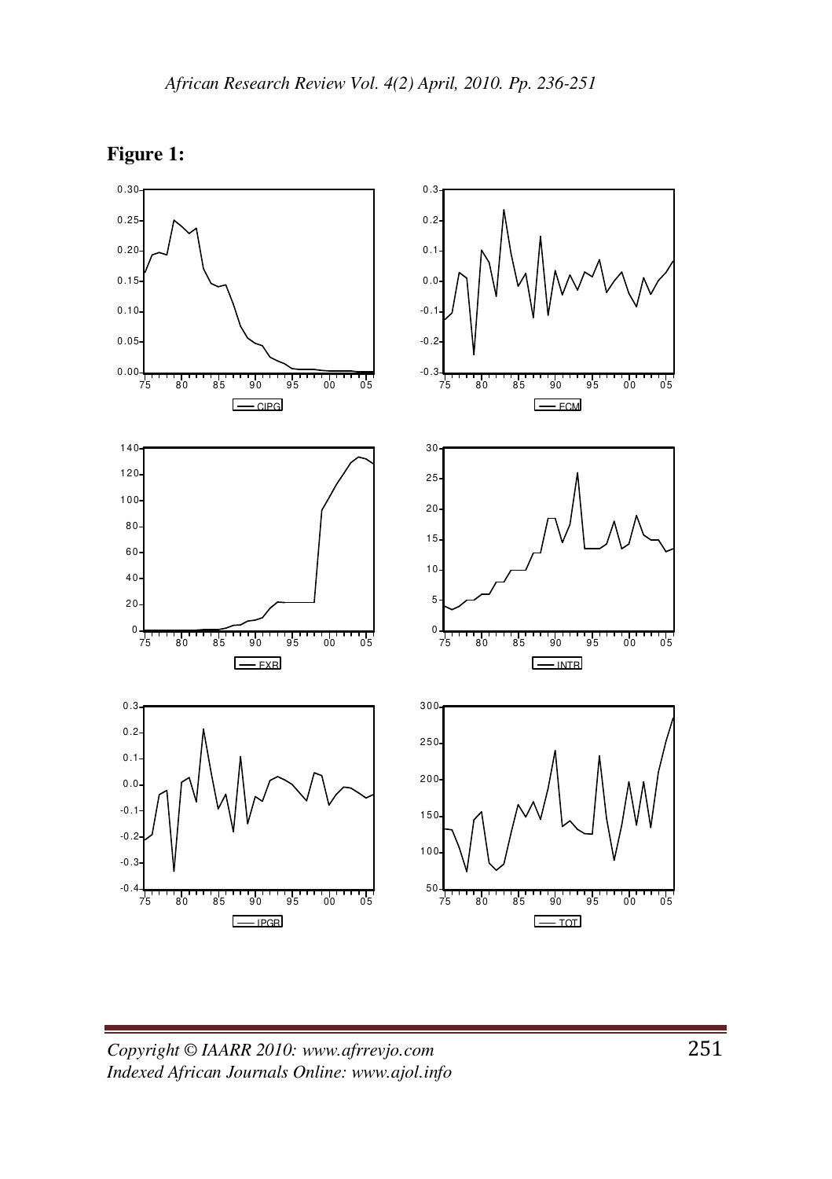**Figure 1:**

0.30
0.25
0.20
0.15
0.10
0.05
0.00
75 80 85 90 95 00 05
CIPG

0.3
0.2
0.1
0.0
-0.1
-0.2
-0.3
75 80 85 90 95 00 05
ECM

140
120
100
80
60
40
20
0
75 80 85 90 95 00 05
EXR

30
25
20
15
10
5
0
75 80 85 90 95 00 05
INTR

0.3
0.2
0.1
0.0
-0.1
-0.2
-0.3
-0.4
75 80 85 90 95 00 05
IPGR

300
250
200
150
100
50
75 80 85 90 95 00 05
TOT